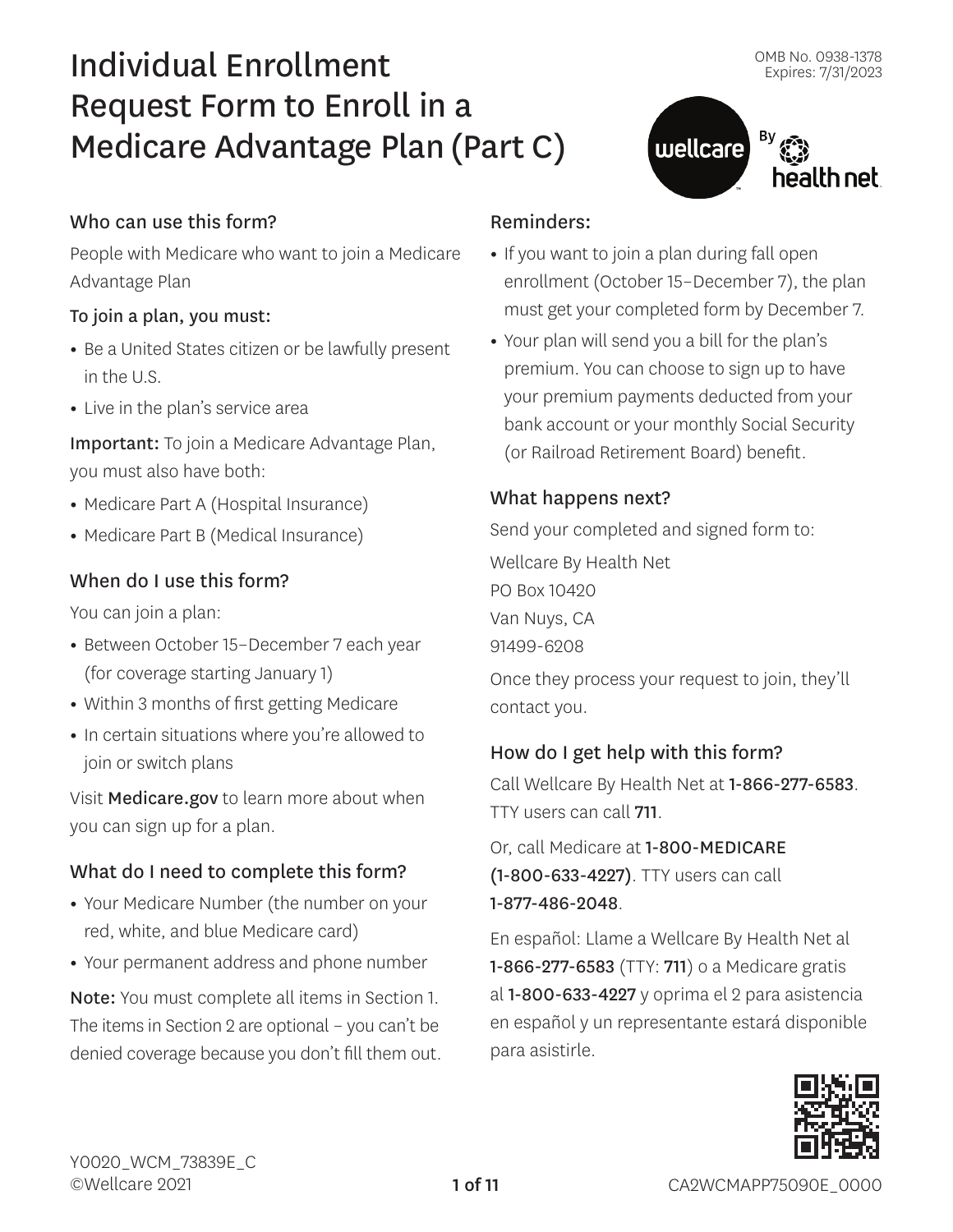OMB No. 0938-1378
Expires: 7/31/2023

# Individual Enrollment Request Form to Enroll in a Medicare Advantage Plan (Part C)

### Who can use this form?

People with Medicare who want to join a Medicare Advantage Plan

**To join a plan, you must:**

- Be a United States citizen or be lawfully present in the U.S.
- Live in the plan's service area

**Important:** To join a Medicare Advantage Plan, you must also have both:

- Medicare Part A (Hospital Insurance)
- Medicare Part B (Medical Insurance)

### When do I use this form?

You can join a plan:

- Between October 15–December 7 each year (for coverage starting January 1)
- Within 3 months of first getting Medicare
- In certain situations where you're allowed to join or switch plans

Visit **Medicare.gov** to learn more about when you can sign up for a plan.

### What do I need to complete this form?

- Your Medicare Number (the number on your red, white, and blue Medicare card)
- Your permanent address and phone number

**Note:** You must complete all items in Section 1. The items in Section 2 are optional – you can't be denied coverage because you don't fill them out.

### Reminders:

- If you want to join a plan during fall open enrollment (October 15–December 7), the plan must get your completed form by December 7.
- Your plan will send you a bill for the plan's premium. You can choose to sign up to have your premium payments deducted from your bank account or your monthly Social Security (or Railroad Retirement Board) benefit.

### What happens next?

Send your completed and signed form to:

Wellcare By Health Net
PO Box 10420
Van Nuys, CA
91499-6208

Once they process your request to join, they'll contact you.

### How do I get help with this form?

Call Wellcare By Health Net at **1-866-277-6583**. TTY users can call **711**.

Or, call Medicare at **1-800-MEDICARE (1-800-633-4227)**. TTY users can call **1-877-486-2048**.

En español: Llame a Wellcare By Health Net al **1-866-277-6583** (TTY: **711**) o a Medicare gratis al **1-800-633-4227** y oprima el 2 para asistencia en español y un representante estará disponible para asistirle.

Y0020_WCM_73839E_C
©Wellcare 2021

CA2WCMAPP75090E_0000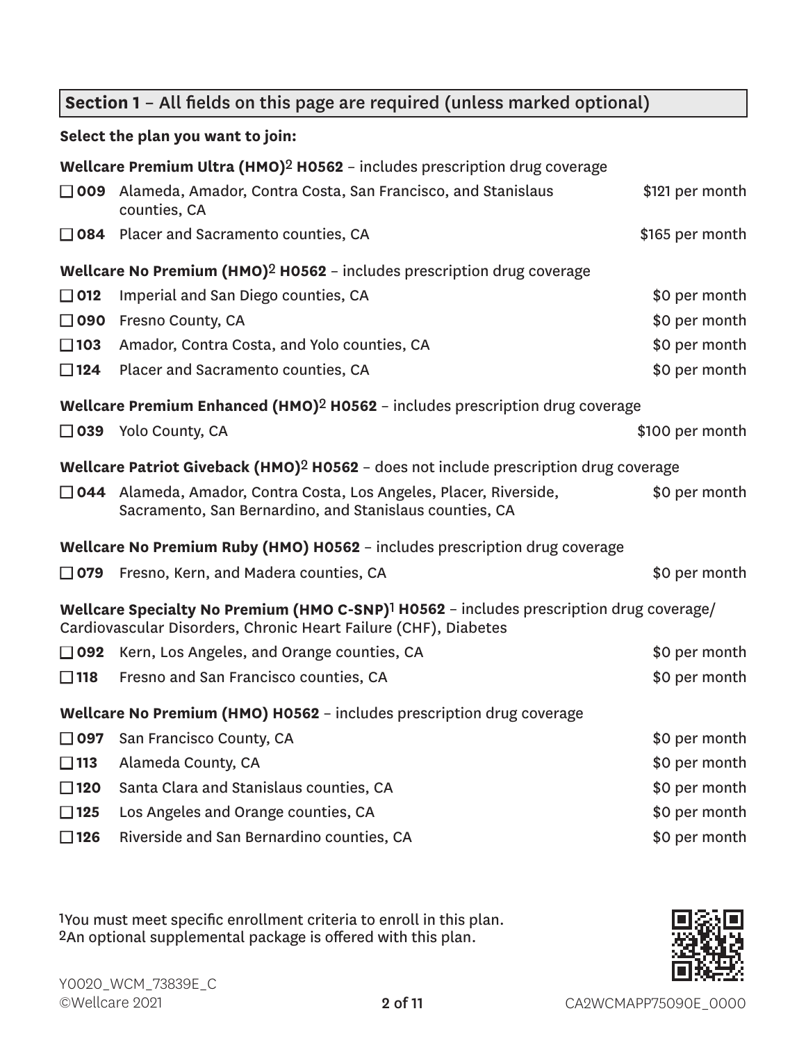## Section 1 – All fields on this page are required (unless marked optional)

**Select the plan you want to join:**

**Wellcare Premium Ultra (HMO)[2] H0562** – includes prescription drug coverage

- ☐ **009** Alameda, Amador, Contra Costa, San Francisco, and Stanislaus counties, CA — $121 per month
- ☐ **084** Placer and Sacramento counties, CA — $165 per month

**Wellcare No Premium (HMO)[2] H0562** – includes prescription drug coverage

- ☐ **012** Imperial and San Diego counties, CA — $0 per month
- ☐ **090** Fresno County, CA — $0 per month
- ☐ **103** Amador, Contra Costa, and Yolo counties, CA — $0 per month
- ☐ **124** Placer and Sacramento counties, CA — $0 per month

**Wellcare Premium Enhanced (HMO)[2] H0562** – includes prescription drug coverage

- ☐ **039** Yolo County, CA — $100 per month

**Wellcare Patriot Giveback (HMO)[2] H0562** – does not include prescription drug coverage

- ☐ **044** Alameda, Amador, Contra Costa, Los Angeles, Placer, Riverside, Sacramento, San Bernardino, and Stanislaus counties, CA — $0 per month

**Wellcare No Premium Ruby (HMO) H0562** – includes prescription drug coverage

- ☐ **079** Fresno, Kern, and Madera counties, CA — $0 per month

**Wellcare Specialty No Premium (HMO C-SNP)[1] H0562** – includes prescription drug coverage/ Cardiovascular Disorders, Chronic Heart Failure (CHF), Diabetes

- ☐ **092** Kern, Los Angeles, and Orange counties, CA — $0 per month
- ☐ **118** Fresno and San Francisco counties, CA — $0 per month

**Wellcare No Premium (HMO) H0562** – includes prescription drug coverage

- ☐ **097** San Francisco County, CA — $0 per month
- ☐ **113** Alameda County, CA — $0 per month
- ☐ **120** Santa Clara and Stanislaus counties, CA — $0 per month
- ☐ **125** Los Angeles and Orange counties, CA — $0 per month
- ☐ **126** Riverside and San Bernardino counties, CA — $0 per month

[1]You must meet specific enrollment criteria to enroll in this plan.
[2]An optional supplemental package is offered with this plan.

Y0020_WCM_73839E_C
©Wellcare 2021

CA2WCMAPP75090E_0000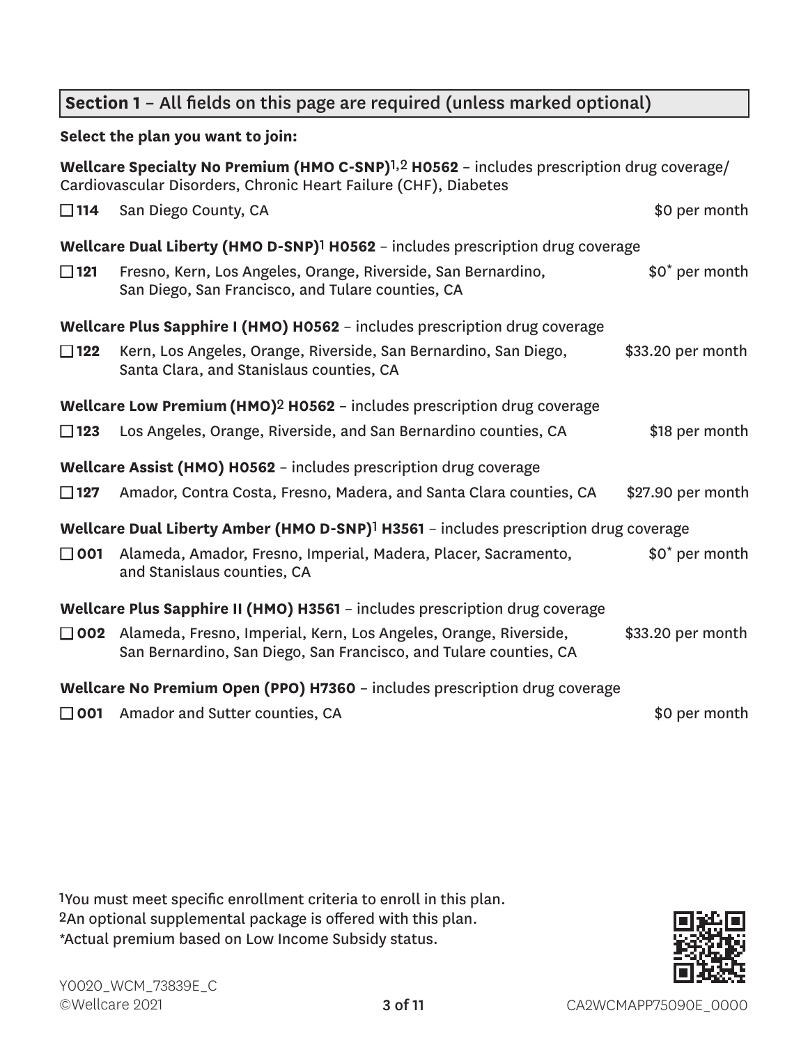## Section 1 – All fields on this page are required (unless marked optional)

**Select the plan you want to join:**

**Wellcare Specialty No Premium (HMO C-SNP)**[1,2] **H0562** – includes prescription drug coverage/ Cardiovascular Disorders, Chronic Heart Failure (CHF), Diabetes

☐ **114** San Diego County, CA — $0 per month

**Wellcare Dual Liberty (HMO D-SNP)**[1] **H0562** – includes prescription drug coverage

☐ **121** Fresno, Kern, Los Angeles, Orange, Riverside, San Bernardino, San Diego, San Francisco, and Tulare counties, CA — $0* per month

**Wellcare Plus Sapphire I (HMO) H0562** – includes prescription drug coverage

☐ **122** Kern, Los Angeles, Orange, Riverside, San Bernardino, San Diego, Santa Clara, and Stanislaus counties, CA — $33.20 per month

**Wellcare Low Premium (HMO)**[2] **H0562** – includes prescription drug coverage

☐ **123** Los Angeles, Orange, Riverside, and San Bernardino counties, CA — $18 per month

**Wellcare Assist (HMO) H0562** – includes prescription drug coverage

☐ **127** Amador, Contra Costa, Fresno, Madera, and Santa Clara counties, CA — $27.90 per month

**Wellcare Dual Liberty Amber (HMO D-SNP)**[1] **H3561** – includes prescription drug coverage

☐ **001** Alameda, Amador, Fresno, Imperial, Madera, Placer, Sacramento, and Stanislaus counties, CA — $0* per month

**Wellcare Plus Sapphire II (HMO) H3561** – includes prescription drug coverage

☐ **002** Alameda, Fresno, Imperial, Kern, Los Angeles, Orange, Riverside, San Bernardino, San Diego, San Francisco, and Tulare counties, CA — $33.20 per month

**Wellcare No Premium Open (PPO) H7360** – includes prescription drug coverage

☐ **001** Amador and Sutter counties, CA — $0 per month

[1]You must meet specific enrollment criteria to enroll in this plan.
[2]An optional supplemental package is offered with this plan.
*Actual premium based on Low Income Subsidy status.

Y0020_WCM_73839E_C
©Wellcare 2021

CA2WCMAPP75090E_0000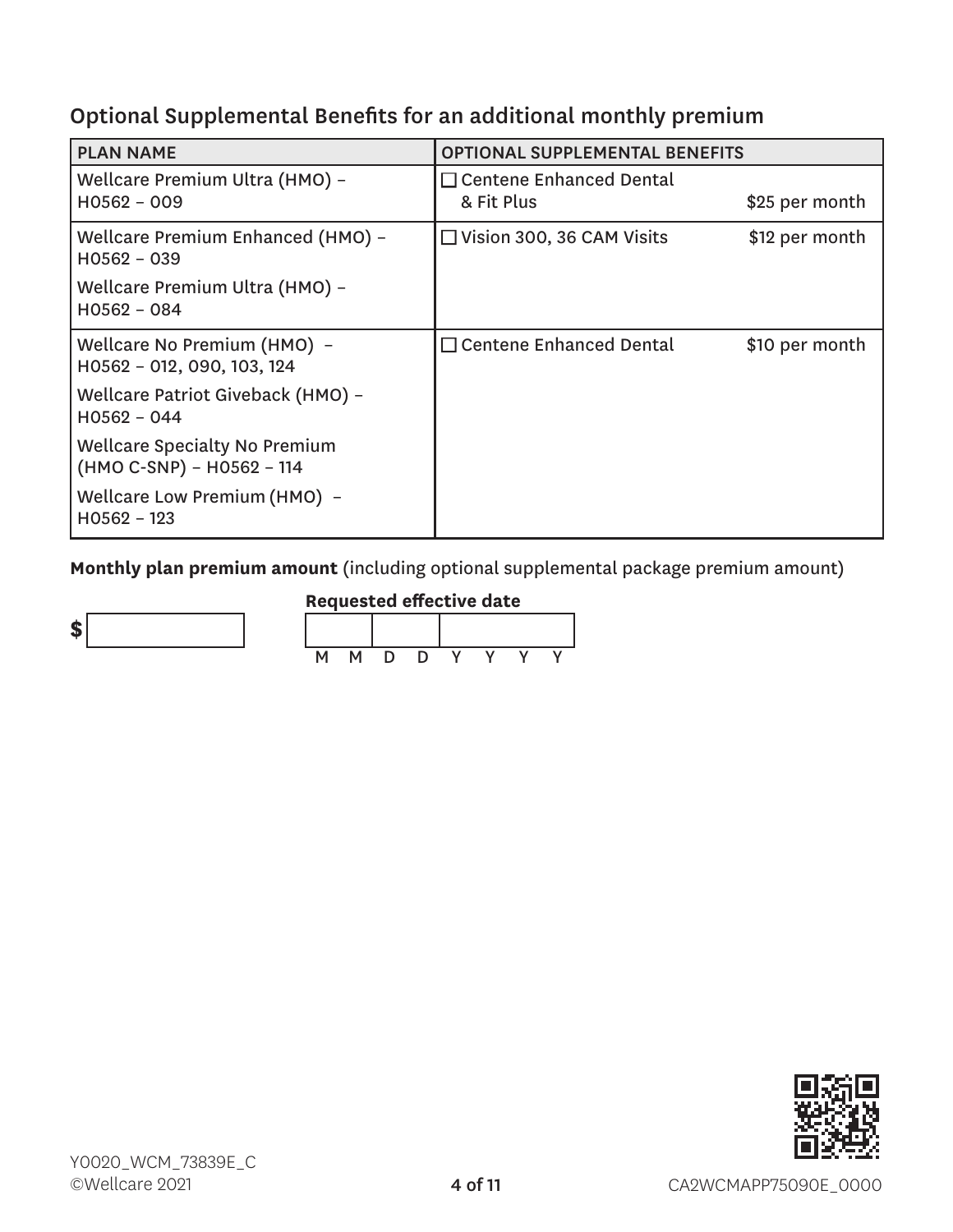## Optional Supplemental Benefits for an additional monthly premium

| PLAN NAME | OPTIONAL SUPPLEMENTAL BENEFITS | |
|---|---|---|
| Wellcare Premium Ultra (HMO) – H0562 – 009 | ☐ Centene Enhanced Dental & Fit Plus | $25 per month |
| Wellcare Premium Enhanced (HMO) – H0562 – 039<br>Wellcare Premium Ultra (HMO) – H0562 – 084 | ☐ Vision 300, 36 CAM Visits | $12 per month |
| Wellcare No Premium (HMO) – H0562 – 012, 090, 103, 124<br>Wellcare Patriot Giveback (HMO) – H0562 – 044<br>Wellcare Specialty No Premium (HMO C-SNP) – H0562 – 114<br>Wellcare Low Premium (HMO) – H0562 – 123 | ☐ Centene Enhanced Dental | $10 per month |

**Monthly plan premium amount** (including optional supplemental package premium amount)

$ ______

**Requested effective date**

M M D D Y Y Y Y

Y0020_WCM_73839E_C
©Wellcare 2021

CA2WCMAPP75090E_0000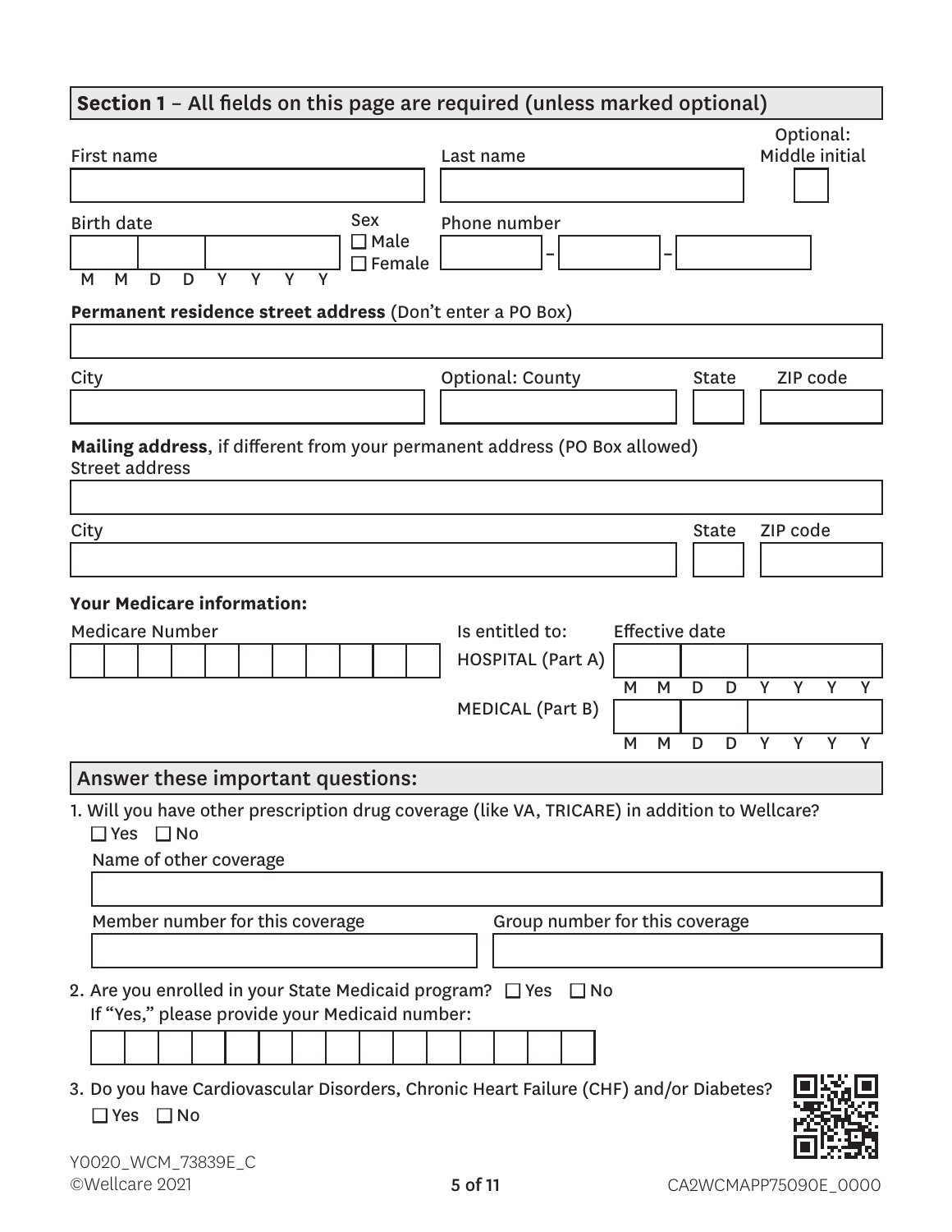## Section 1 – All fields on this page are required (unless marked optional)

First name

Last name

Optional: Middle initial

Birth date (M M D D Y Y Y Y)

Sex
☐ Male
☐ Female

Phone number ___ - ___ - ___

**Permanent residence street address** (Don't enter a PO Box)

City

Optional: County

State

ZIP code

**Mailing address**, if different from your permanent address (PO Box allowed)
Street address

City

State

ZIP code

**Your Medicare information:**

Medicare Number

| Is entitled to: | Effective date |
|---|---|
| HOSPITAL (Part A) | M M D D Y Y Y Y |
| MEDICAL (Part B) | M M D D Y Y Y Y |

## Answer these important questions:

1. Will you have other prescription drug coverage (like VA, TRICARE) in addition to Wellcare?
   ☐ Yes ☐ No

   Name of other coverage

   Member number for this coverage

   Group number for this coverage

2. Are you enrolled in your State Medicaid program? ☐ Yes ☐ No
   If "Yes," please provide your Medicaid number:

3. Do you have Cardiovascular Disorders, Chronic Heart Failure (CHF) and/or Diabetes?
   ☐ Yes ☐ No

Y0020_WCM_73839E_C
©Wellcare 2021

CA2WCMAPP75090E_0000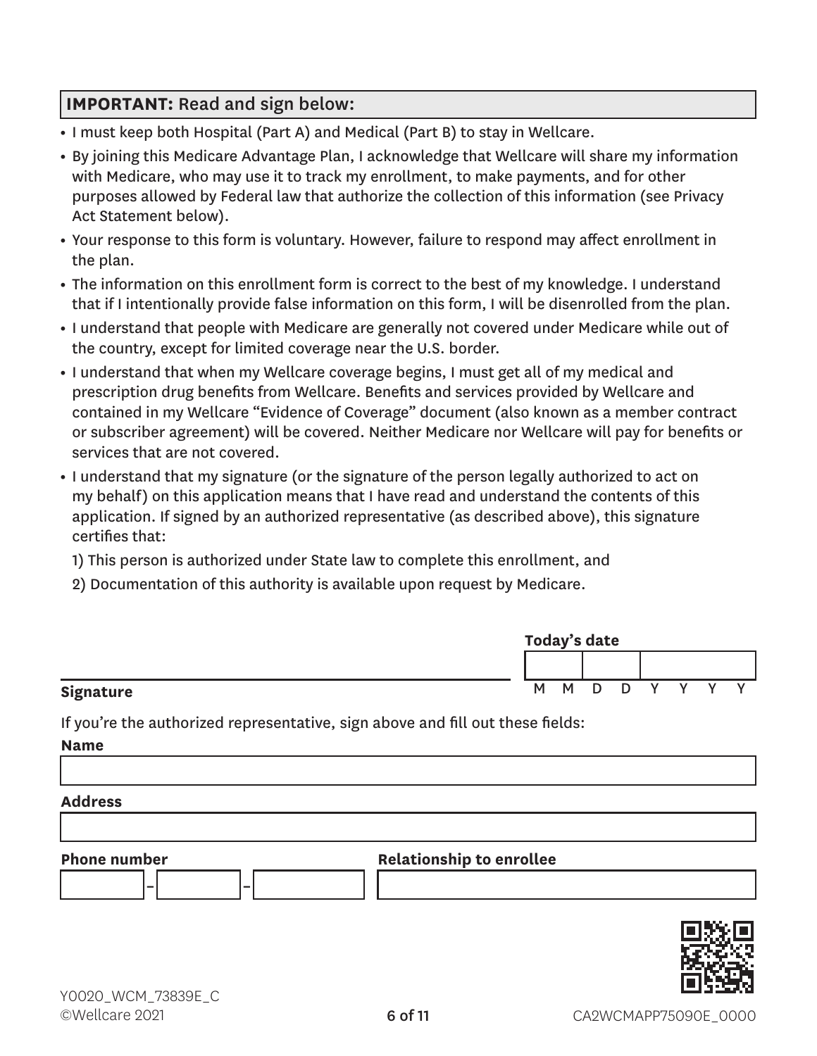**IMPORTANT:** Read and sign below:

- I must keep both Hospital (Part A) and Medical (Part B) to stay in Wellcare.
- By joining this Medicare Advantage Plan, I acknowledge that Wellcare will share my information with Medicare, who may use it to track my enrollment, to make payments, and for other purposes allowed by Federal law that authorize the collection of this information (see Privacy Act Statement below).
- Your response to this form is voluntary. However, failure to respond may affect enrollment in the plan.
- The information on this enrollment form is correct to the best of my knowledge. I understand that if I intentionally provide false information on this form, I will be disenrolled from the plan.
- I understand that people with Medicare are generally not covered under Medicare while out of the country, except for limited coverage near the U.S. border.
- I understand that when my Wellcare coverage begins, I must get all of my medical and prescription drug benefits from Wellcare. Benefits and services provided by Wellcare and contained in my Wellcare "Evidence of Coverage" document (also known as a member contract or subscriber agreement) will be covered. Neither Medicare nor Wellcare will pay for benefits or services that are not covered.
- I understand that my signature (or the signature of the person legally authorized to act on my behalf) on this application means that I have read and understand the contents of this application. If signed by an authorized representative (as described above), this signature certifies that:

  1) This person is authorized under State law to complete this enrollment, and

  2) Documentation of this authority is available upon request by Medicare.

**Signature** ______________________________

**Today's date** ___ ___ / ___ ___ / ___ ___ ___ ___
M M D D Y Y Y Y

If you're the authorized representative, sign above and fill out these fields:

**Name**

______________________________

**Address**

______________________________

**Phone number**

_______ – _______ – _______

**Relationship to enrollee**

______________________________

Y0020_WCM_73839E_C
©Wellcare 2021

CA2WCMAPP75090E_0000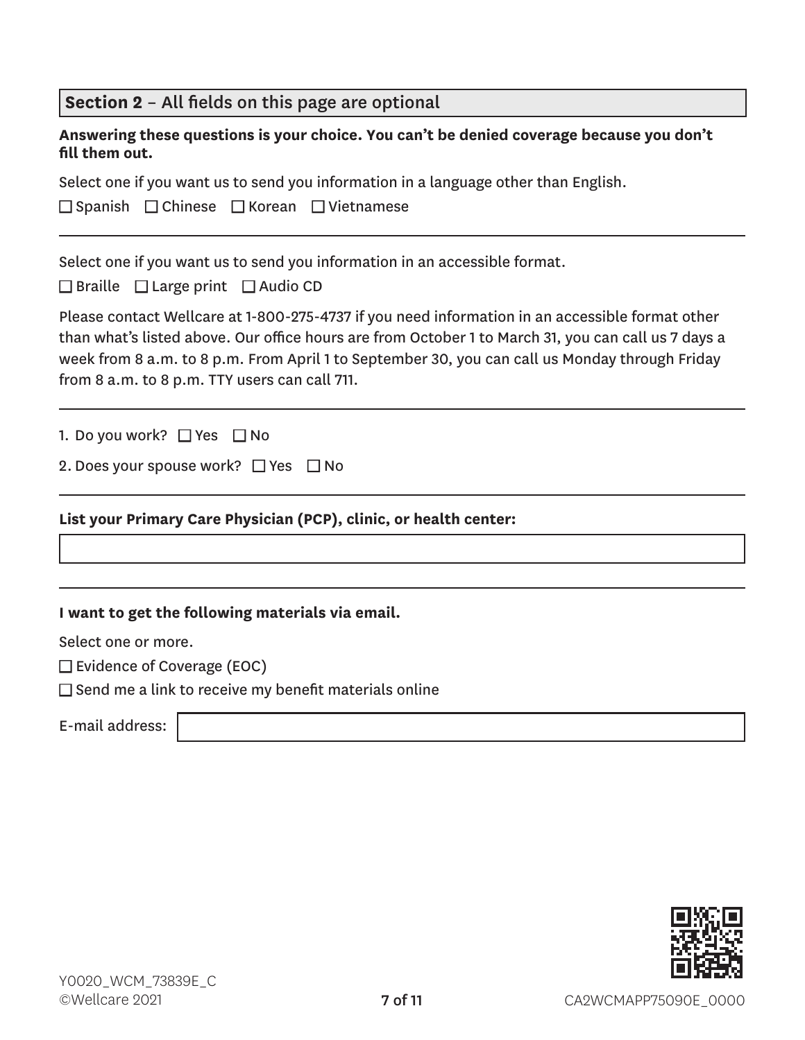## **Section 2** – All fields on this page are optional

**Answering these questions is your choice. You can't be denied coverage because you don't fill them out.**

Select one if you want us to send you information in a language other than English.

☐ Spanish ☐ Chinese ☐ Korean ☐ Vietnamese

---

Select one if you want us to send you information in an accessible format.

☐ Braille ☐ Large print ☐ Audio CD

Please contact Wellcare at 1-800-275-4737 if you need information in an accessible format other than what's listed above. Our office hours are from October 1 to March 31, you can call us 7 days a week from 8 a.m. to 8 p.m. From April 1 to September 30, you can call us Monday through Friday from 8 a.m. to 8 p.m. TTY users can call 711.

---

1. Do you work? ☐ Yes ☐ No

2. Does your spouse work? ☐ Yes ☐ No

---

**List your Primary Care Physician (PCP), clinic, or health center:**

---

**I want to get the following materials via email.**

Select one or more.

☐ Evidence of Coverage (EOC)

☐ Send me a link to receive my benefit materials online

E-mail address:

Y0020_WCM_73839E_C
©Wellcare 2021

CA2WCMAPP75090E_0000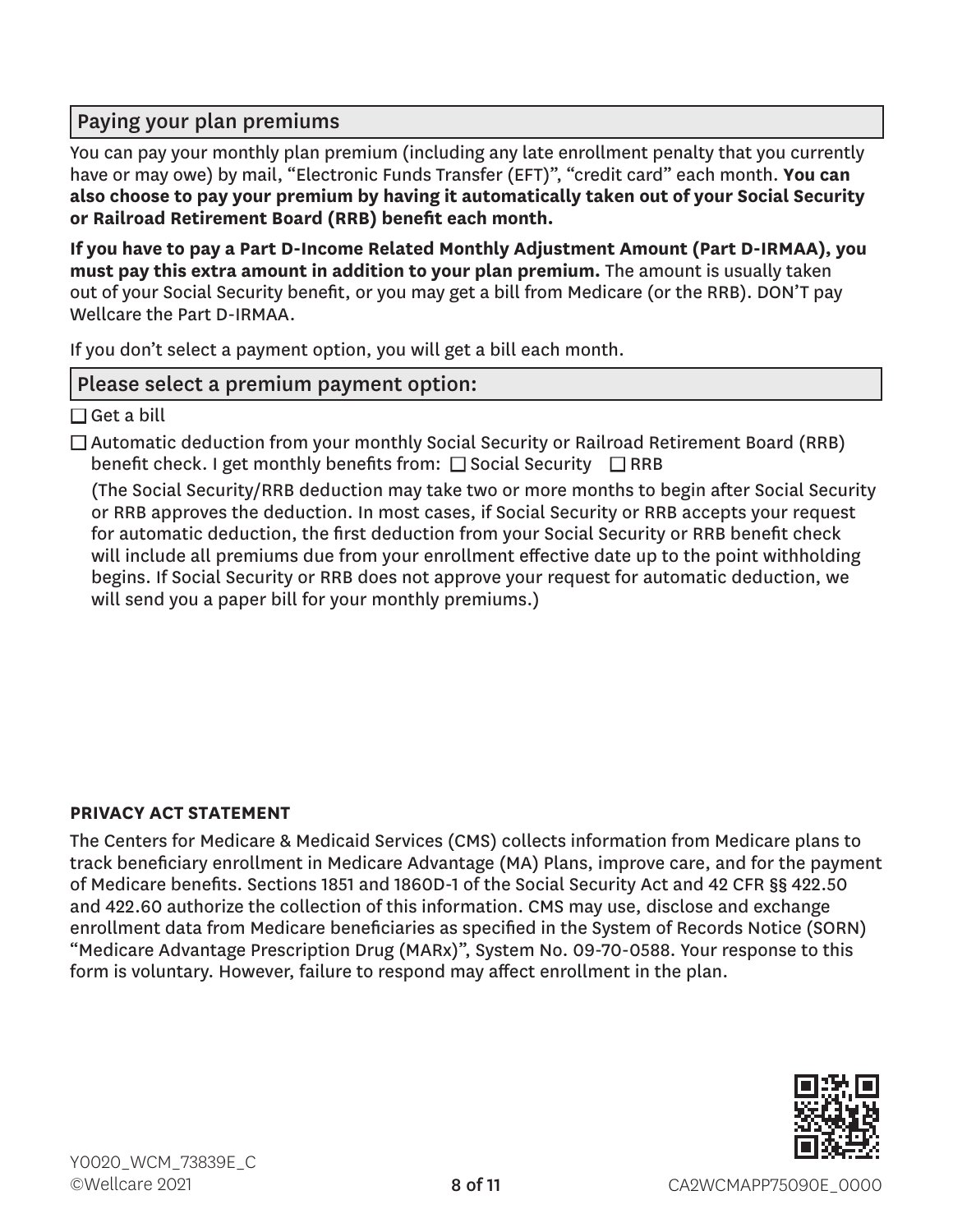## Paying your plan premiums

You can pay your monthly plan premium (including any late enrollment penalty that you currently have or may owe) by mail, "Electronic Funds Transfer (EFT)", "credit card" each month. **You can also choose to pay your premium by having it automatically taken out of your Social Security or Railroad Retirement Board (RRB) benefit each month.**

**If you have to pay a Part D-Income Related Monthly Adjustment Amount (Part D-IRMAA), you must pay this extra amount in addition to your plan premium.** The amount is usually taken out of your Social Security benefit, or you may get a bill from Medicare (or the RRB). DON'T pay Wellcare the Part D-IRMAA.

If you don't select a payment option, you will get a bill each month.

## Please select a premium payment option:

☐ Get a bill

☐ Automatic deduction from your monthly Social Security or Railroad Retirement Board (RRB) benefit check. I get monthly benefits from: ☐ Social Security ☐ RRB

(The Social Security/RRB deduction may take two or more months to begin after Social Security or RRB approves the deduction. In most cases, if Social Security or RRB accepts your request for automatic deduction, the first deduction from your Social Security or RRB benefit check will include all premiums due from your enrollment effective date up to the point withholding begins. If Social Security or RRB does not approve your request for automatic deduction, we will send you a paper bill for your monthly premiums.)

**PRIVACY ACT STATEMENT**

The Centers for Medicare & Medicaid Services (CMS) collects information from Medicare plans to track beneficiary enrollment in Medicare Advantage (MA) Plans, improve care, and for the payment of Medicare benefits. Sections 1851 and 1860D-1 of the Social Security Act and 42 CFR §§ 422.50 and 422.60 authorize the collection of this information. CMS may use, disclose and exchange enrollment data from Medicare beneficiaries as specified in the System of Records Notice (SORN) "Medicare Advantage Prescription Drug (MARx)", System No. 09-70-0588. Your response to this form is voluntary. However, failure to respond may affect enrollment in the plan.

Y0020_WCM_73839E_C
©Wellcare 2021

CA2WCMAPP75090E_0000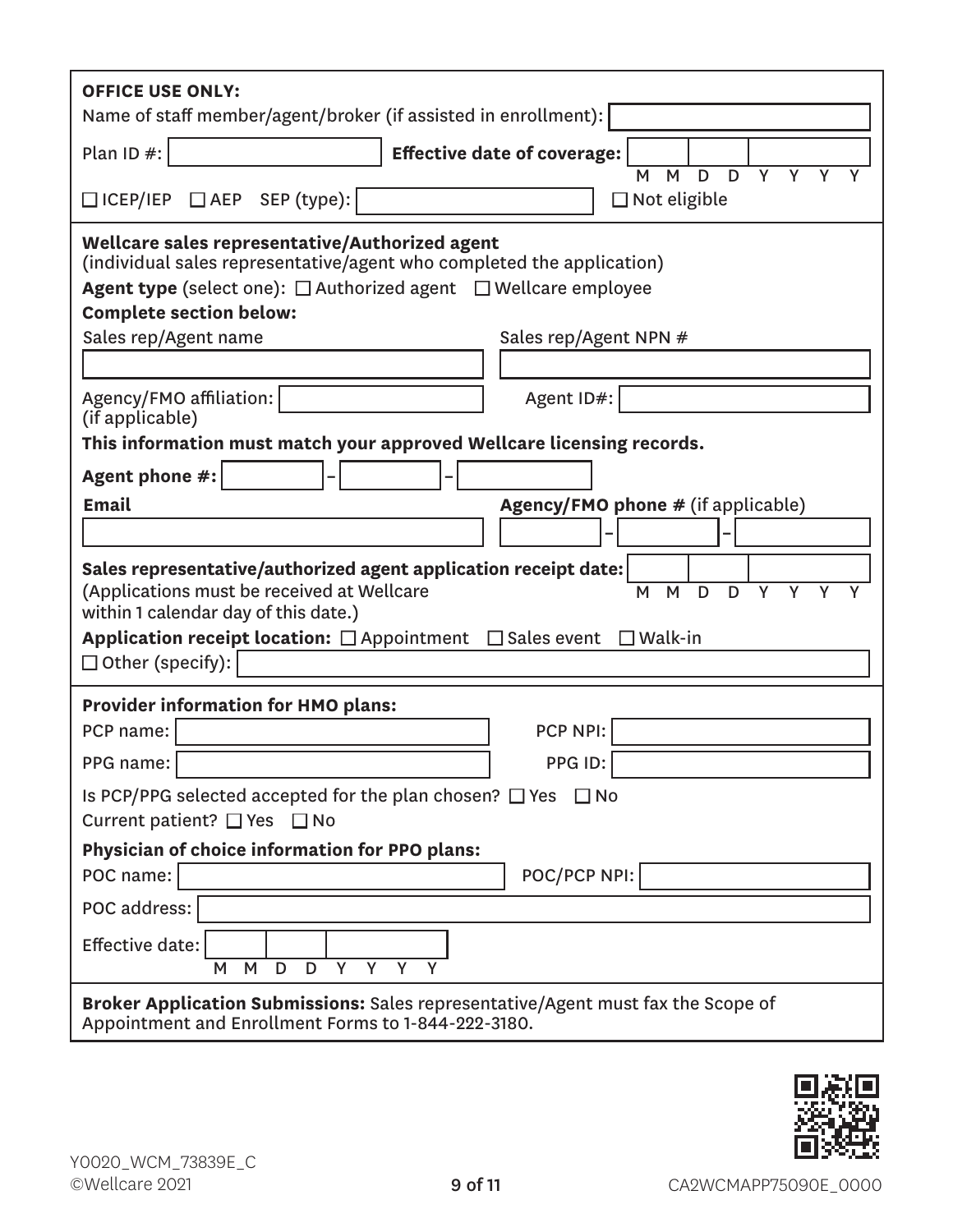**OFFICE USE ONLY:**

Name of staff member/agent/broker (if assisted in enrollment): ____________________

Plan ID #: ____________ **Effective date of coverage:** ___ ___ / ___ ___ / ___ ___ ___ ___ (M M D D Y Y Y Y)

☐ ICEP/IEP ☐ AEP SEP (type): ____________________ ☐ Not eligible

---

**Wellcare sales representative/Authorized agent**
(individual sales representative/agent who completed the application)

**Agent type** (select one): ☐ Authorized agent ☐ Wellcare employee

**Complete section below:**

Sales rep/Agent name: ____________________

Sales rep/Agent NPN #: ____________________

Agency/FMO affiliation: ____________________
(if applicable)

Agent ID#: ____________________

**This information must match your approved Wellcare licensing records.**

**Agent phone #:** ______ – ______ – ______

**Email:** ____________________

**Agency/FMO phone #** (if applicable): ______ – ______ – ______

**Sales representative/authorized agent application receipt date:** ___ ___ / ___ ___ / ___ ___ ___ ___ (M M D D Y Y Y Y)
(Applications must be received at Wellcare within 1 calendar day of this date.)

**Application receipt location:** ☐ Appointment ☐ Sales event ☐ Walk-in
☐ Other (specify): ____________________

---

**Provider information for HMO plans:**

PCP name: ____________________ PCP NPI: ____________________

PPG name: ____________________ PPG ID: ____________________

Is PCP/PPG selected accepted for the plan chosen? ☐ Yes ☐ No

Current patient? ☐ Yes ☐ No

**Physician of choice information for PPO plans:**

POC name: ____________________ POC/PCP NPI: ____________________

POC address: ____________________

Effective date: ___ ___ / ___ ___ / ___ ___ ___ ___ (M M D D Y Y Y Y)

---

**Broker Application Submissions:** Sales representative/Agent must fax the Scope of Appointment and Enrollment Forms to 1-844-222-3180.

Y0020_WCM_73839E_C
©Wellcare 2021

CA2WCMAPP75090E_0000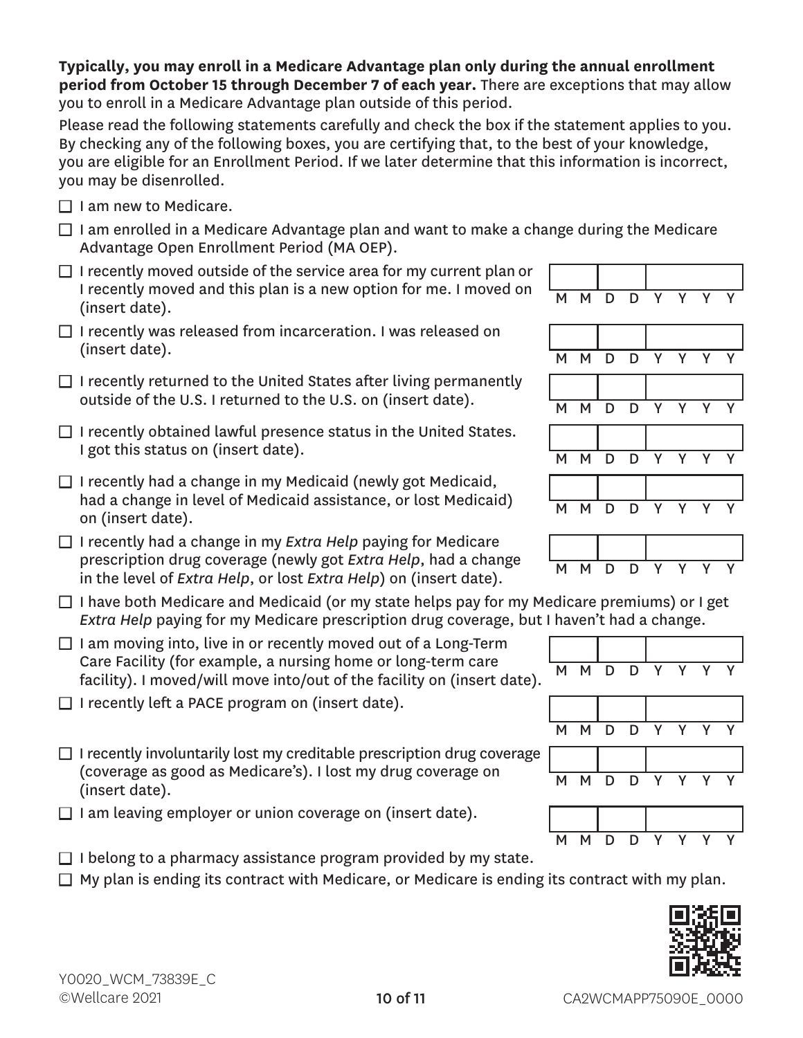**Typically, you may enroll in a Medicare Advantage plan only during the annual enrollment period from October 15 through December 7 of each year.** There are exceptions that may allow you to enroll in a Medicare Advantage plan outside of this period.

Please read the following statements carefully and check the box if the statement applies to you. By checking any of the following boxes, you are certifying that, to the best of your knowledge, you are eligible for an Enrollment Period. If we later determine that this information is incorrect, you may be disenrolled.

- ☐ I am new to Medicare.
- ☐ I am enrolled in a Medicare Advantage plan and want to make a change during the Medicare Advantage Open Enrollment Period (MA OEP).
- ☐ I recently moved outside of the service area for my current plan or I recently moved and this plan is a new option for me. I moved on (insert date). MM DD YYYY
- ☐ I recently was released from incarceration. I was released on (insert date). MM DD YYYY
- ☐ I recently returned to the United States after living permanently outside of the U.S. I returned to the U.S. on (insert date). MM DD YYYY
- ☐ I recently obtained lawful presence status in the United States. I got this status on (insert date). MM DD YYYY
- ☐ I recently had a change in my Medicaid (newly got Medicaid, had a change in level of Medicaid assistance, or lost Medicaid) on (insert date). MM DD YYYY
- ☐ I recently had a change in my *Extra Help* paying for Medicare prescription drug coverage (newly got *Extra Help*, had a change in the level of *Extra Help*, or lost *Extra Help*) on (insert date). MM DD YYYY
- ☐ I have both Medicare and Medicaid (or my state helps pay for my Medicare premiums) or I get *Extra Help* paying for my Medicare prescription drug coverage, but I haven't had a change.
- ☐ I am moving into, live in or recently moved out of a Long-Term Care Facility (for example, a nursing home or long-term care facility). I moved/will move into/out of the facility on (insert date). MM DD YYYY
- ☐ I recently left a PACE program on (insert date). MM DD YYYY
- ☐ I recently involuntarily lost my creditable prescription drug coverage (coverage as good as Medicare's). I lost my drug coverage on (insert date). MM DD YYYY
- ☐ I am leaving employer or union coverage on (insert date). MM DD YYYY
- ☐ I belong to a pharmacy assistance program provided by my state.
- ☐ My plan is ending its contract with Medicare, or Medicare is ending its contract with my plan.

Y0020_WCM_73839E_C
©Wellcare 2021

CA2WCMAPP75090E_0000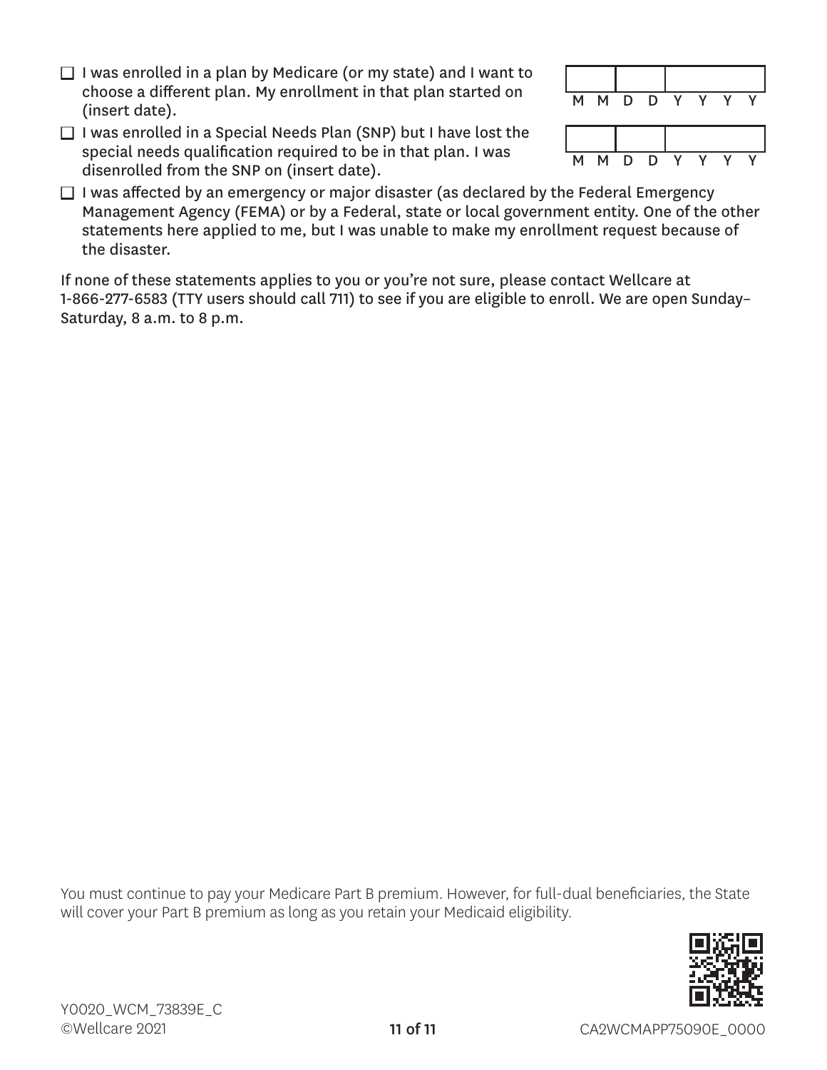- ☐ I was enrolled in a plan by Medicare (or my state) and I want to choose a different plan. My enrollment in that plan started on (insert date). M M D D Y Y Y Y
- ☐ I was enrolled in a Special Needs Plan (SNP) but I have lost the special needs qualification required to be in that plan. I was disenrolled from the SNP on (insert date). M M D D Y Y Y Y
- ☐ I was affected by an emergency or major disaster (as declared by the Federal Emergency Management Agency (FEMA) or by a Federal, state or local government entity. One of the other statements here applied to me, but I was unable to make my enrollment request because of the disaster.

If none of these statements applies to you or you're not sure, please contact Wellcare at 1-866-277-6583 (TTY users should call 711) to see if you are eligible to enroll. We are open Sunday–Saturday, 8 a.m. to 8 p.m.

You must continue to pay your Medicare Part B premium. However, for full-dual beneficiaries, the State will cover your Part B premium as long as you retain your Medicaid eligibility.

Y0020_WCM_73839E_C
©Wellcare 2021

CA2WCMAPP75090E_0000